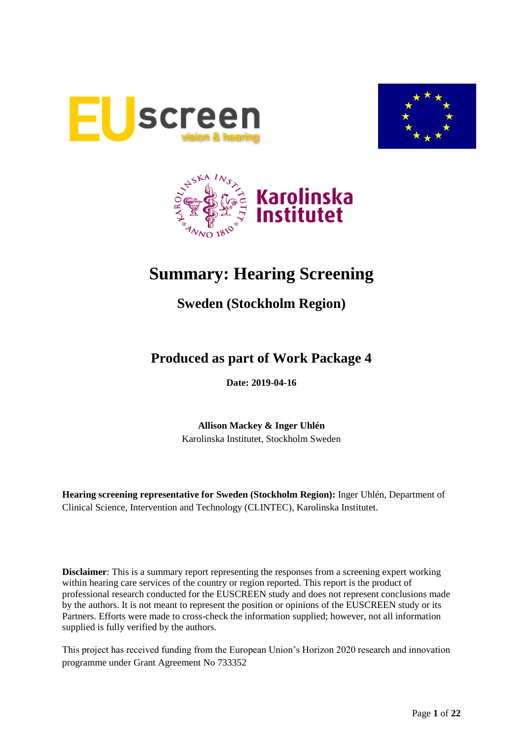# Summary: Hearing Screening

## Sweden (Stockholm Region)

## Produced as part of Work Package 4

**Date: 2019-04-16**

**Allison Mackey & Inger Uhlén**
Karolinska Institutet, Stockholm Sweden

**Hearing screening representative for Sweden (Stockholm Region):** Inger Uhlén, Department of Clinical Science, Intervention and Technology (CLINTEC), Karolinska Institutet.

**Disclaimer**: This is a summary report representing the responses from a screening expert working within hearing care services of the country or region reported. This report is the product of professional research conducted for the EUSCREEN study and does not represent conclusions made by the authors. It is not meant to represent the position or opinions of the EUSCREEN study or its Partners. Efforts were made to cross-check the information supplied; however, not all information supplied is fully verified by the authors.

This project has received funding from the European Union's Horizon 2020 research and innovation programme under Grant Agreement No 733352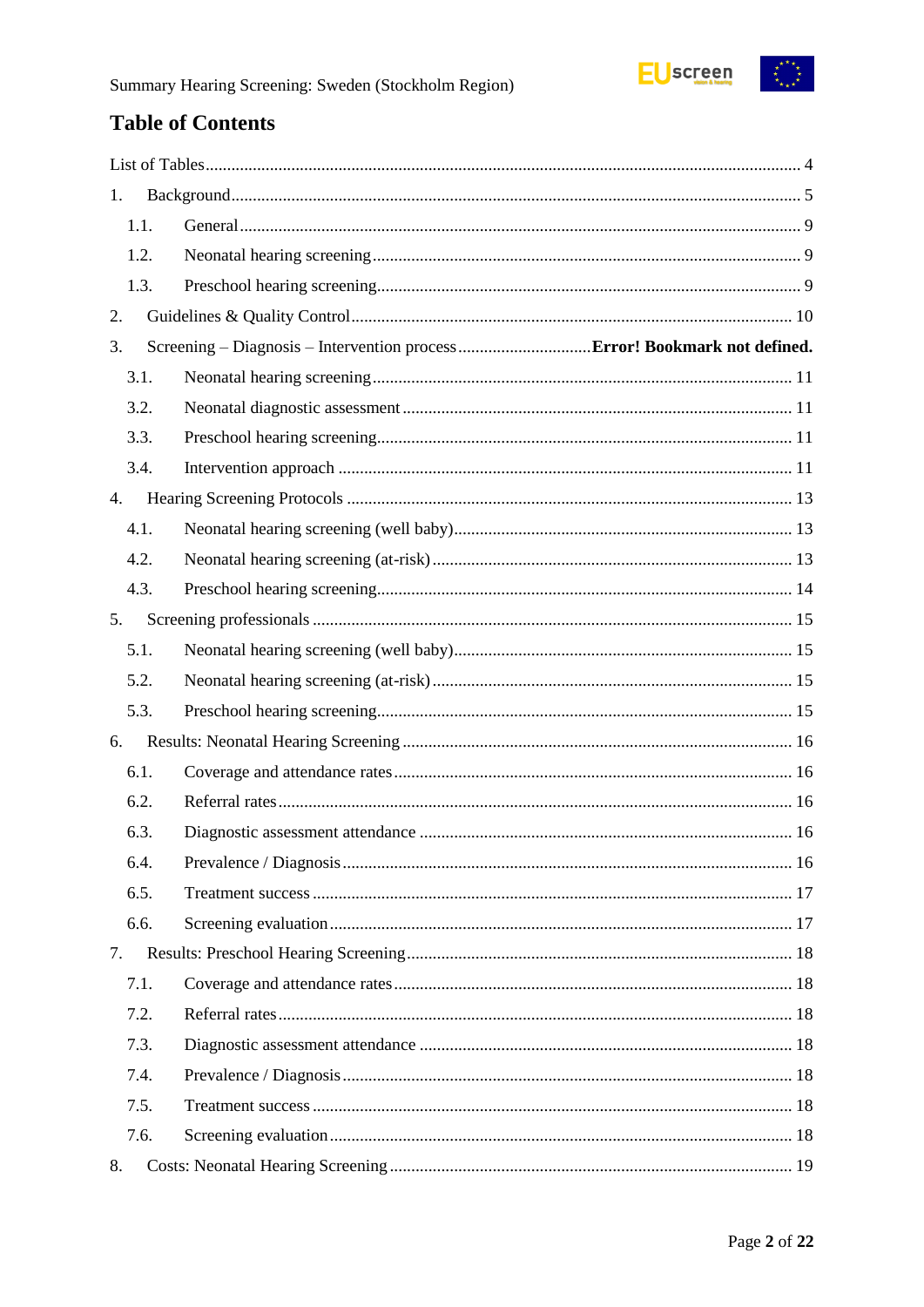# Table of Contents

List of Tables ..... 4

1. Background ..... 5
   - 1.1. General ..... 9
   - 1.2. Neonatal hearing screening ..... 9
   - 1.3. Preschool hearing screening ..... 9
2. Guidelines & Quality Control ..... 10
3. Screening – Diagnosis – Intervention process ..... **Error! Bookmark not defined.**
   - 3.1. Neonatal hearing screening ..... 11
   - 3.2. Neonatal diagnostic assessment ..... 11
   - 3.3. Preschool hearing screening ..... 11
   - 3.4. Intervention approach ..... 11
4. Hearing Screening Protocols ..... 13
   - 4.1. Neonatal hearing screening (well baby) ..... 13
   - 4.2. Neonatal hearing screening (at-risk) ..... 13
   - 4.3. Preschool hearing screening ..... 14
5. Screening professionals ..... 15
   - 5.1. Neonatal hearing screening (well baby) ..... 15
   - 5.2. Neonatal hearing screening (at-risk) ..... 15
   - 5.3. Preschool hearing screening ..... 15
6. Results: Neonatal Hearing Screening ..... 16
   - 6.1. Coverage and attendance rates ..... 16
   - 6.2. Referral rates ..... 16
   - 6.3. Diagnostic assessment attendance ..... 16
   - 6.4. Prevalence / Diagnosis ..... 16
   - 6.5. Treatment success ..... 17
   - 6.6. Screening evaluation ..... 17
7. Results: Preschool Hearing Screening ..... 18
   - 7.1. Coverage and attendance rates ..... 18
   - 7.2. Referral rates ..... 18
   - 7.3. Diagnostic assessment attendance ..... 18
   - 7.4. Prevalence / Diagnosis ..... 18
   - 7.5. Treatment success ..... 18
   - 7.6. Screening evaluation ..... 18
8. Costs: Neonatal Hearing Screening ..... 19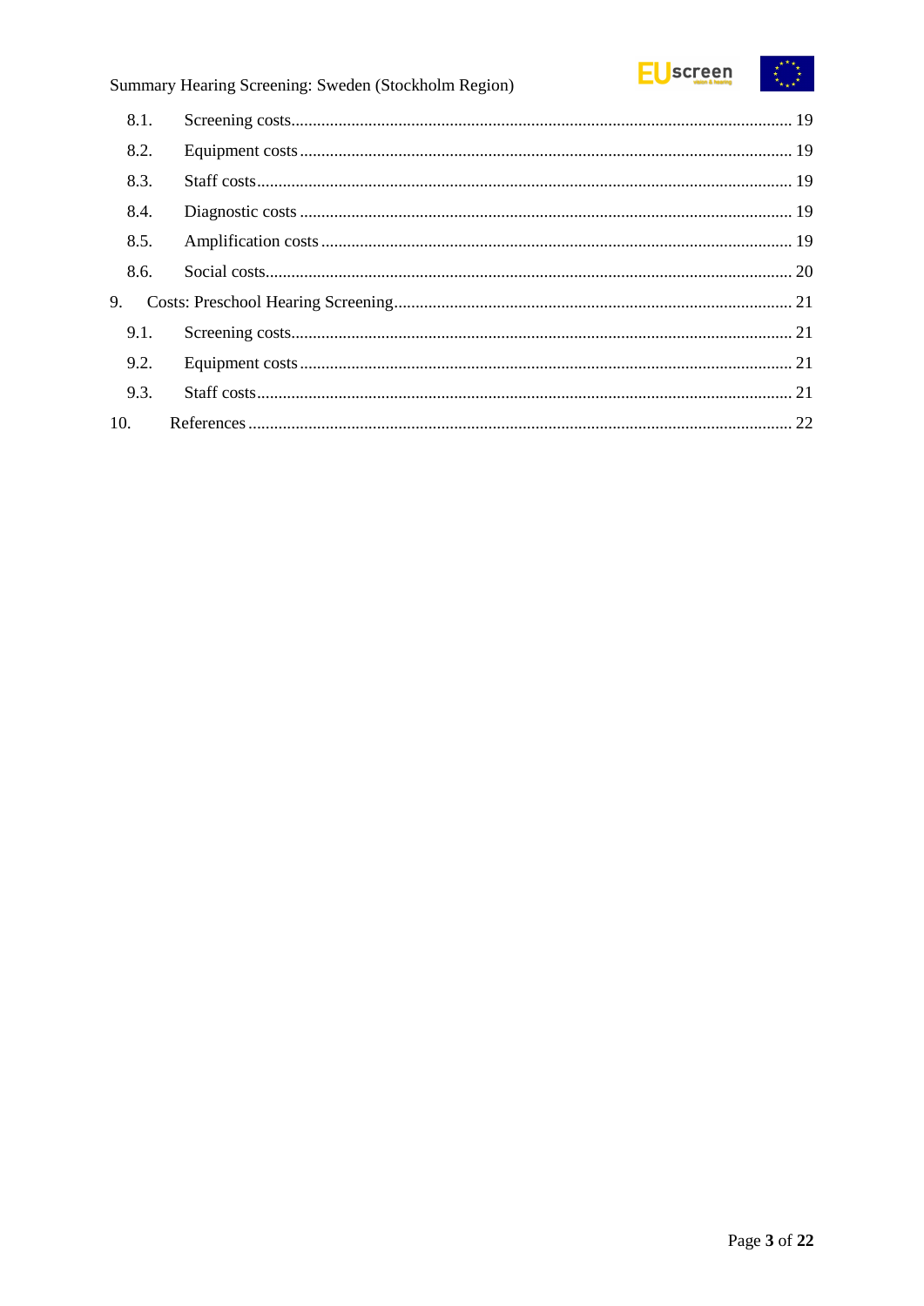8.1. Screening costs ........ 19

8.2. Equipment costs ........ 19

8.3. Staff costs ........ 19

8.4. Diagnostic costs ........ 19

8.5. Amplification costs ........ 19

8.6. Social costs ........ 20

9. Costs: Preschool Hearing Screening ........ 21

9.1. Screening costs ........ 21

9.2. Equipment costs ........ 21

9.3. Staff costs ........ 21

10. References ........ 22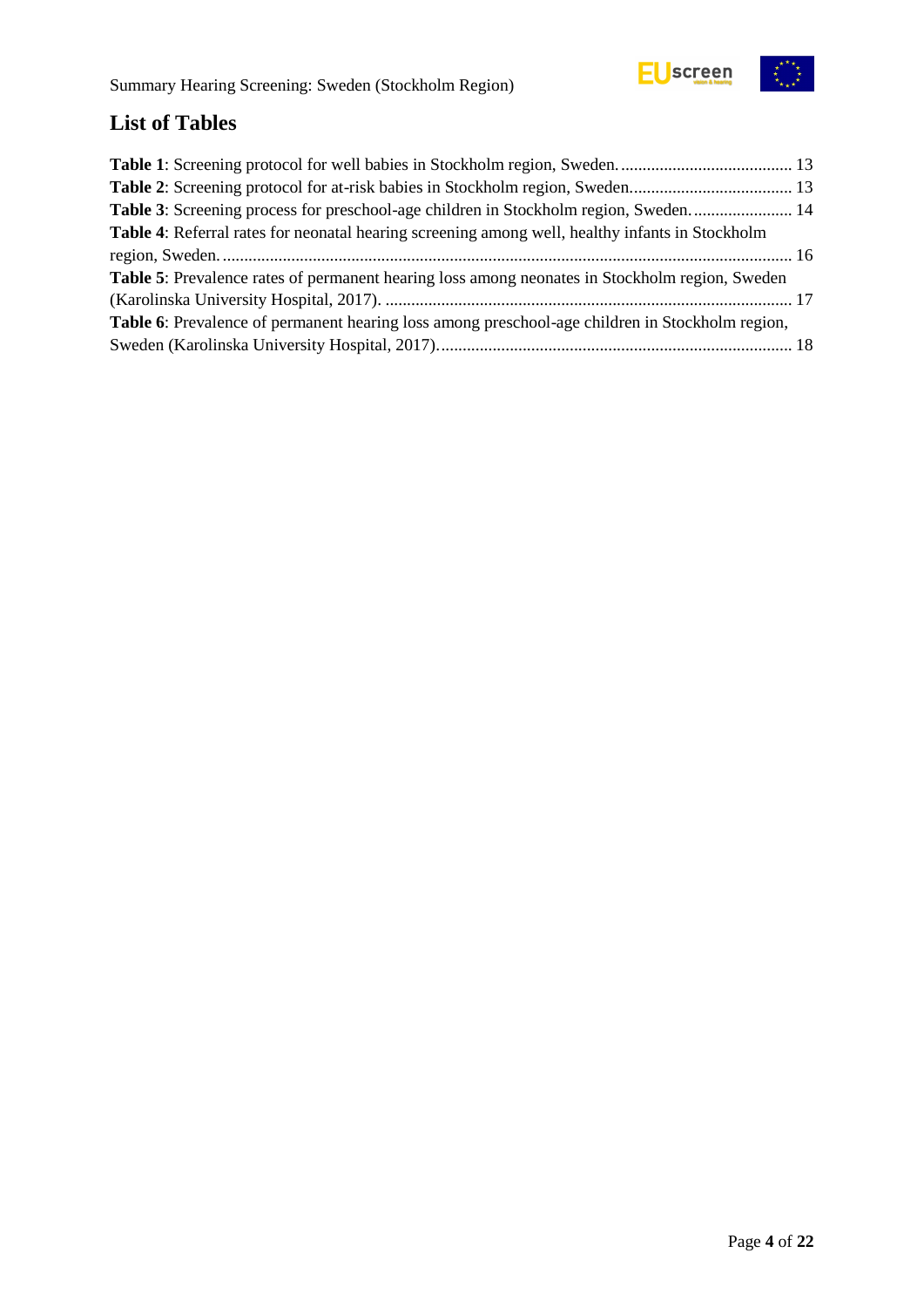## List of Tables

**Table 1**: Screening protocol for well babies in Stockholm region, Sweden. ........................................ 13

**Table 2**: Screening protocol for at-risk babies in Stockholm region, Sweden. ..................................... 13

**Table 3**: Screening process for preschool-age children in Stockholm region, Sweden. ....................... 14

**Table 4**: Referral rates for neonatal hearing screening among well, healthy infants in Stockholm region, Sweden. .................................................................................................................................... 16

**Table 5**: Prevalence rates of permanent hearing loss among neonates in Stockholm region, Sweden (Karolinska University Hospital, 2017). .............................................................................................. 17

**Table 6**: Prevalence of permanent hearing loss among preschool-age children in Stockholm region, Sweden (Karolinska University Hospital, 2017). ................................................................................. 18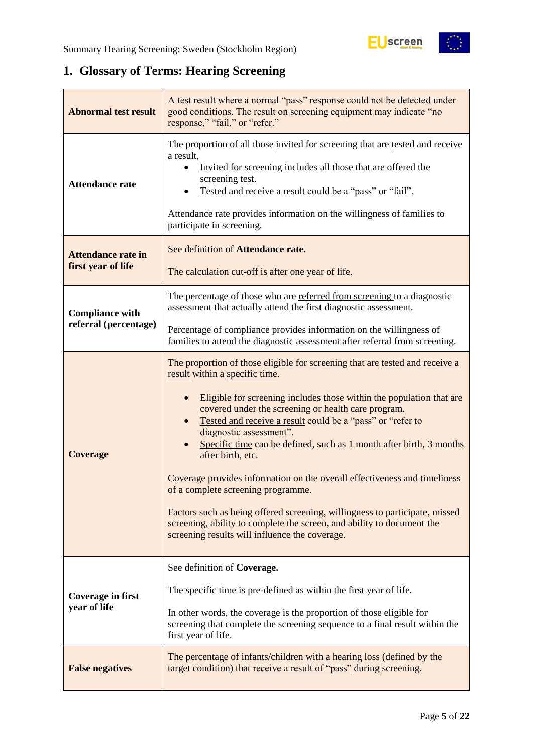## 1. Glossary of Terms: Hearing Screening

| | |
|---|---|
| **Abnormal test result** | A test result where a normal "pass" response could not be detected under good conditions. The result on screening equipment may indicate "no response," "fail," or "refer." |
| **Attendance rate** | The proportion of all those invited for screening that are tested and receive a result,<br>• Invited for screening includes all those that are offered the screening test.<br>• Tested and receive a result could be a "pass" or "fail".<br><br>Attendance rate provides information on the willingness of families to participate in screening. |
| **Attendance rate in first year of life** | See definition of **Attendance rate.**<br><br>The calculation cut-off is after one year of life. |
| **Compliance with referral (percentage)** | The percentage of those who are referred from screening to a diagnostic assessment that actually attend the first diagnostic assessment.<br><br>Percentage of compliance provides information on the willingness of families to attend the diagnostic assessment after referral from screening. |
| **Coverage** | The proportion of those eligible for screening that are tested and receive a result within a specific time.<br><br>• Eligible for screening includes those within the population that are covered under the screening or health care program.<br>• Tested and receive a result could be a "pass" or "refer to diagnostic assessment".<br>• Specific time can be defined, such as 1 month after birth, 3 months after birth, etc.<br><br>Coverage provides information on the overall effectiveness and timeliness of a complete screening programme.<br><br>Factors such as being offered screening, willingness to participate, missed screening, ability to complete the screen, and ability to document the screening results will influence the coverage. |
| **Coverage in first year of life** | See definition of **Coverage.**<br><br>The specific time is pre-defined as within the first year of life.<br><br>In other words, the coverage is the proportion of those eligible for screening that complete the screening sequence to a final result within the first year of life. |
| **False negatives** | The percentage of infants/children with a hearing loss (defined by the target condition) that receive a result of "pass" during screening. |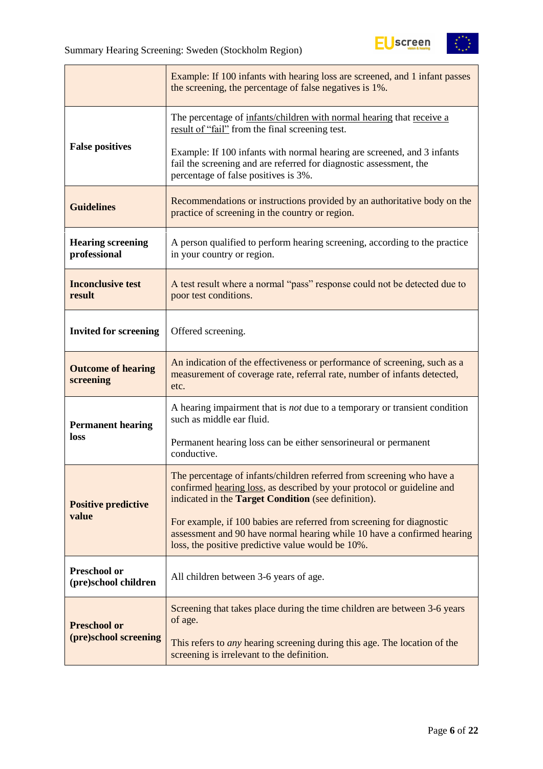| | |
|---|---|
| | Example: If 100 infants with hearing loss are screened, and 1 infant passes the screening, the percentage of false negatives is 1%. |
| **False positives** | The percentage of infants/children with normal hearing that receive a result of "fail" from the final screening test.<br><br>Example: If 100 infants with normal hearing are screened, and 3 infants fail the screening and are referred for diagnostic assessment, the percentage of false positives is 3%. |
| **Guidelines** | Recommendations or instructions provided by an authoritative body on the practice of screening in the country or region. |
| **Hearing screening professional** | A person qualified to perform hearing screening, according to the practice in your country or region. |
| **Inconclusive test result** | A test result where a normal "pass" response could not be detected due to poor test conditions. |
| **Invited for screening** | Offered screening. |
| **Outcome of hearing screening** | An indication of the effectiveness or performance of screening, such as a measurement of coverage rate, referral rate, number of infants detected, etc. |
| **Permanent hearing loss** | A hearing impairment that is *not* due to a temporary or transient condition such as middle ear fluid.<br><br>Permanent hearing loss can be either sensorineural or permanent conductive. |
| **Positive predictive value** | The percentage of infants/children referred from screening who have a confirmed hearing loss, as described by your protocol or guideline and indicated in the **Target Condition** (see definition).<br><br>For example, if 100 babies are referred from screening for diagnostic assessment and 90 have normal hearing while 10 have a confirmed hearing loss, the positive predictive value would be 10%. |
| **Preschool or (pre)school children** | All children between 3-6 years of age. |
| **Preschool or (pre)school screening** | Screening that takes place during the time children are between 3-6 years of age.<br><br>This refers to *any* hearing screening during this age. The location of the screening is irrelevant to the definition. |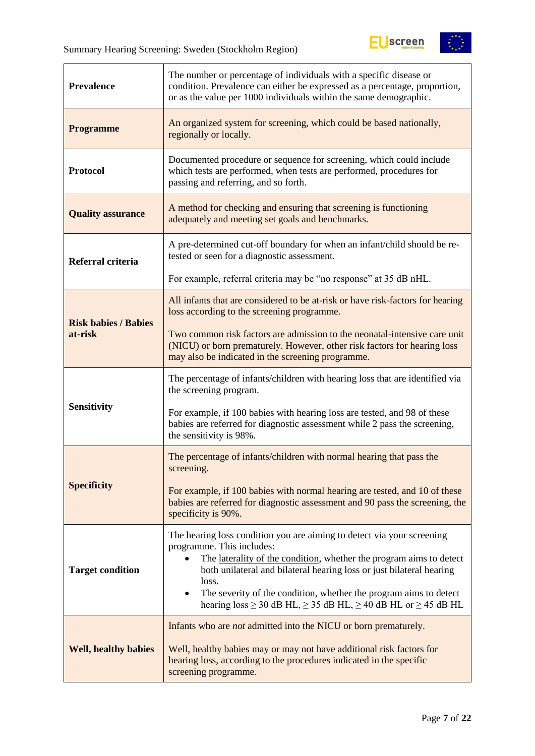| | |
|---|---|
| **Prevalence** | The number or percentage of individuals with a specific disease or condition. Prevalence can either be expressed as a percentage, proportion, or as the value per 1000 individuals within the same demographic. |
| **Programme** | An organized system for screening, which could be based nationally, regionally or locally. |
| **Protocol** | Documented procedure or sequence for screening, which could include which tests are performed, when tests are performed, procedures for passing and referring, and so forth. |
| **Quality assurance** | A method for checking and ensuring that screening is functioning adequately and meeting set goals and benchmarks. |
| **Referral criteria** | A pre-determined cut-off boundary for when an infant/child should be re-tested or seen for a diagnostic assessment.<br><br>For example, referral criteria may be “no response” at 35 dB nHL. |
| **Risk babies / Babies at-risk** | All infants that are considered to be at-risk or have risk-factors for hearing loss according to the screening programme.<br><br>Two common risk factors are admission to the neonatal-intensive care unit (NICU) or born prematurely. However, other risk factors for hearing loss may also be indicated in the screening programme. |
| **Sensitivity** | The percentage of infants/children with hearing loss that are identified via the screening program.<br><br>For example, if 100 babies with hearing loss are tested, and 98 of these babies are referred for diagnostic assessment while 2 pass the screening, the sensitivity is 98%. |
| **Specificity** | The percentage of infants/children with normal hearing that pass the screening.<br><br>For example, if 100 babies with normal hearing are tested, and 10 of these babies are referred for diagnostic assessment and 90 pass the screening, the specificity is 90%. |
| **Target condition** | The hearing loss condition you are aiming to detect via your screening programme. This includes:<br>• The laterality of the condition, whether the program aims to detect both unilateral and bilateral hearing loss or just bilateral hearing loss.<br>• The severity of the condition, whether the program aims to detect hearing loss ≥ 30 dB HL, ≥ 35 dB HL, ≥ 40 dB HL or ≥ 45 dB HL |
| **Well, healthy babies** | Infants who are *not* admitted into the NICU or born prematurely.<br><br>Well, healthy babies may or may not have additional risk factors for hearing loss, according to the procedures indicated in the specific screening programme. |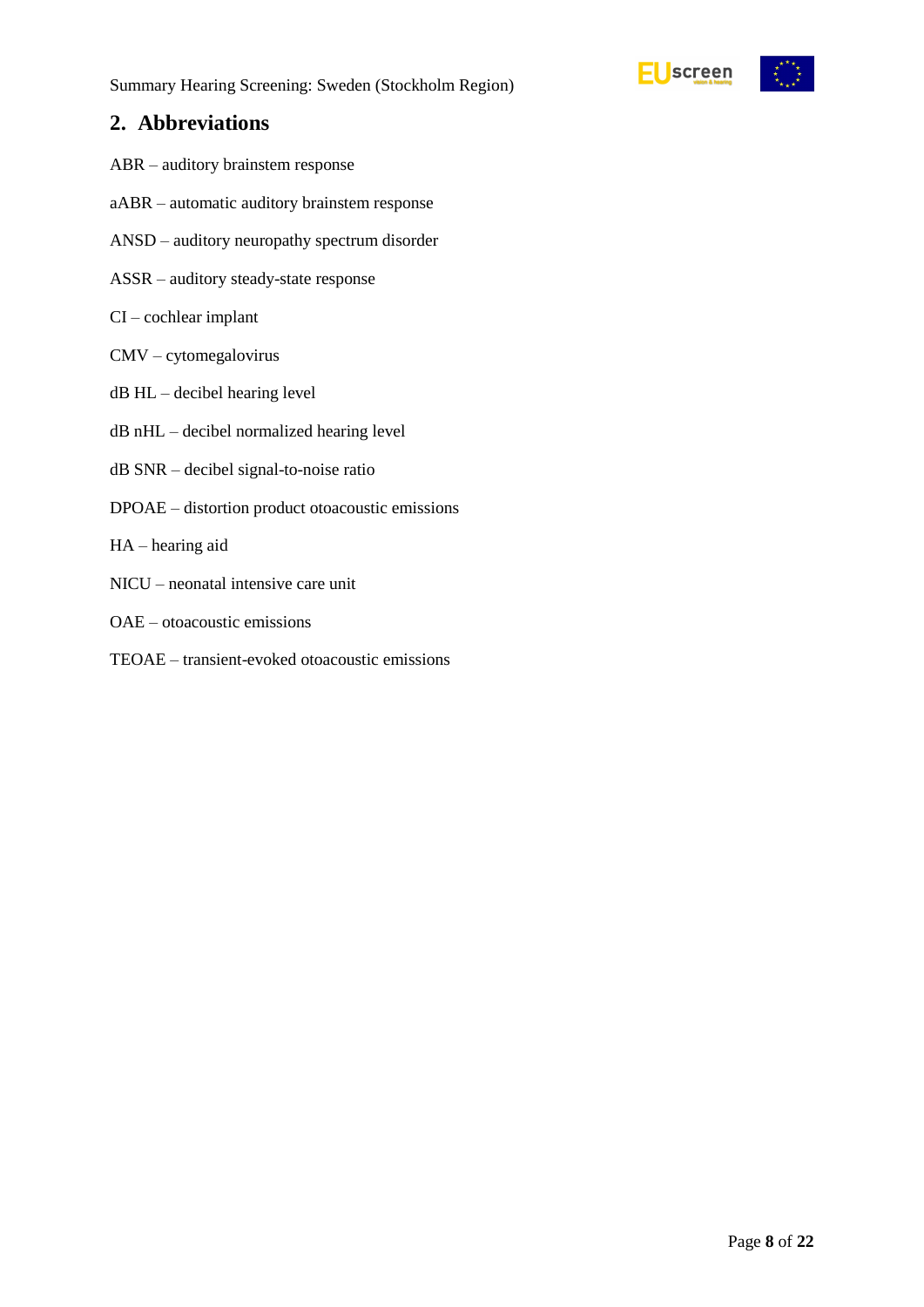## 2. Abbreviations

ABR – auditory brainstem response

aABR – automatic auditory brainstem response

ANSD – auditory neuropathy spectrum disorder

ASSR – auditory steady-state response

CI – cochlear implant

CMV – cytomegalovirus

dB HL – decibel hearing level

dB nHL – decibel normalized hearing level

dB SNR – decibel signal-to-noise ratio

DPOAE – distortion product otoacoustic emissions

HA – hearing aid

NICU – neonatal intensive care unit

OAE – otoacoustic emissions

TEOAE – transient-evoked otoacoustic emissions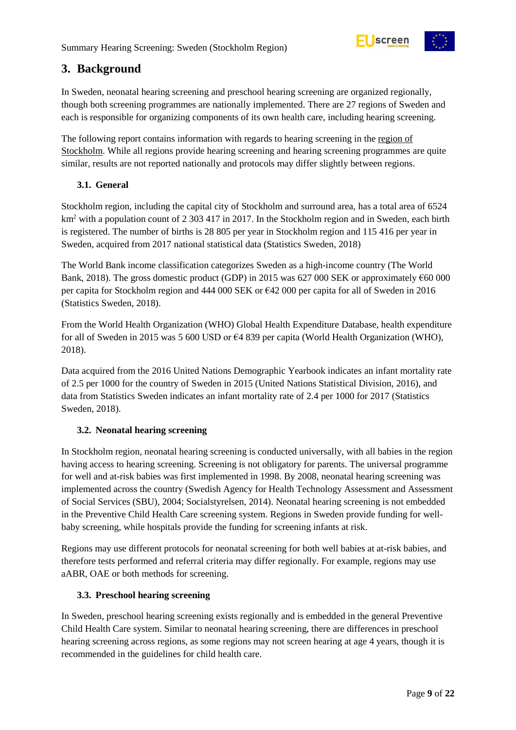## 3. Background

In Sweden, neonatal hearing screening and preschool hearing screening are organized regionally, though both screening programmes are nationally implemented. There are 27 regions of Sweden and each is responsible for organizing components of its own health care, including hearing screening.

The following report contains information with regards to hearing screening in the region of Stockholm. While all regions provide hearing screening and hearing screening programmes are quite similar, results are not reported nationally and protocols may differ slightly between regions.

### 3.1. General

Stockholm region, including the capital city of Stockholm and surround area, has a total area of 6524 km$^2$ with a population count of 2 303 417 in 2017. In the Stockholm region and in Sweden, each birth is registered. The number of births is 28 805 per year in Stockholm region and 115 416 per year in Sweden, acquired from 2017 national statistical data (Statistics Sweden, 2018)

The World Bank income classification categorizes Sweden as a high-income country (The World Bank, 2018). The gross domestic product (GDP) in 2015 was 627 000 SEK or approximately €60 000 per capita for Stockholm region and 444 000 SEK or €42 000 per capita for all of Sweden in 2016 (Statistics Sweden, 2018).

From the World Health Organization (WHO) Global Health Expenditure Database, health expenditure for all of Sweden in 2015 was 5 600 USD or €4 839 per capita (World Health Organization (WHO), 2018).

Data acquired from the 2016 United Nations Demographic Yearbook indicates an infant mortality rate of 2.5 per 1000 for the country of Sweden in 2015 (United Nations Statistical Division, 2016), and data from Statistics Sweden indicates an infant mortality rate of 2.4 per 1000 for 2017 (Statistics Sweden, 2018).

### 3.2. Neonatal hearing screening

In Stockholm region, neonatal hearing screening is conducted universally, with all babies in the region having access to hearing screening. Screening is not obligatory for parents. The universal programme for well and at-risk babies was first implemented in 1998. By 2008, neonatal hearing screening was implemented across the country (Swedish Agency for Health Technology Assessment and Assessment of Social Services (SBU), 2004; Socialstyrelsen, 2014). Neonatal hearing screening is not embedded in the Preventive Child Health Care screening system. Regions in Sweden provide funding for well-baby screening, while hospitals provide the funding for screening infants at risk.

Regions may use different protocols for neonatal screening for both well babies at at-risk babies, and therefore tests performed and referral criteria may differ regionally. For example, regions may use aABR, OAE or both methods for screening.

### 3.3. Preschool hearing screening

In Sweden, preschool hearing screening exists regionally and is embedded in the general Preventive Child Health Care system. Similar to neonatal hearing screening, there are differences in preschool hearing screening across regions, as some regions may not screen hearing at age 4 years, though it is recommended in the guidelines for child health care.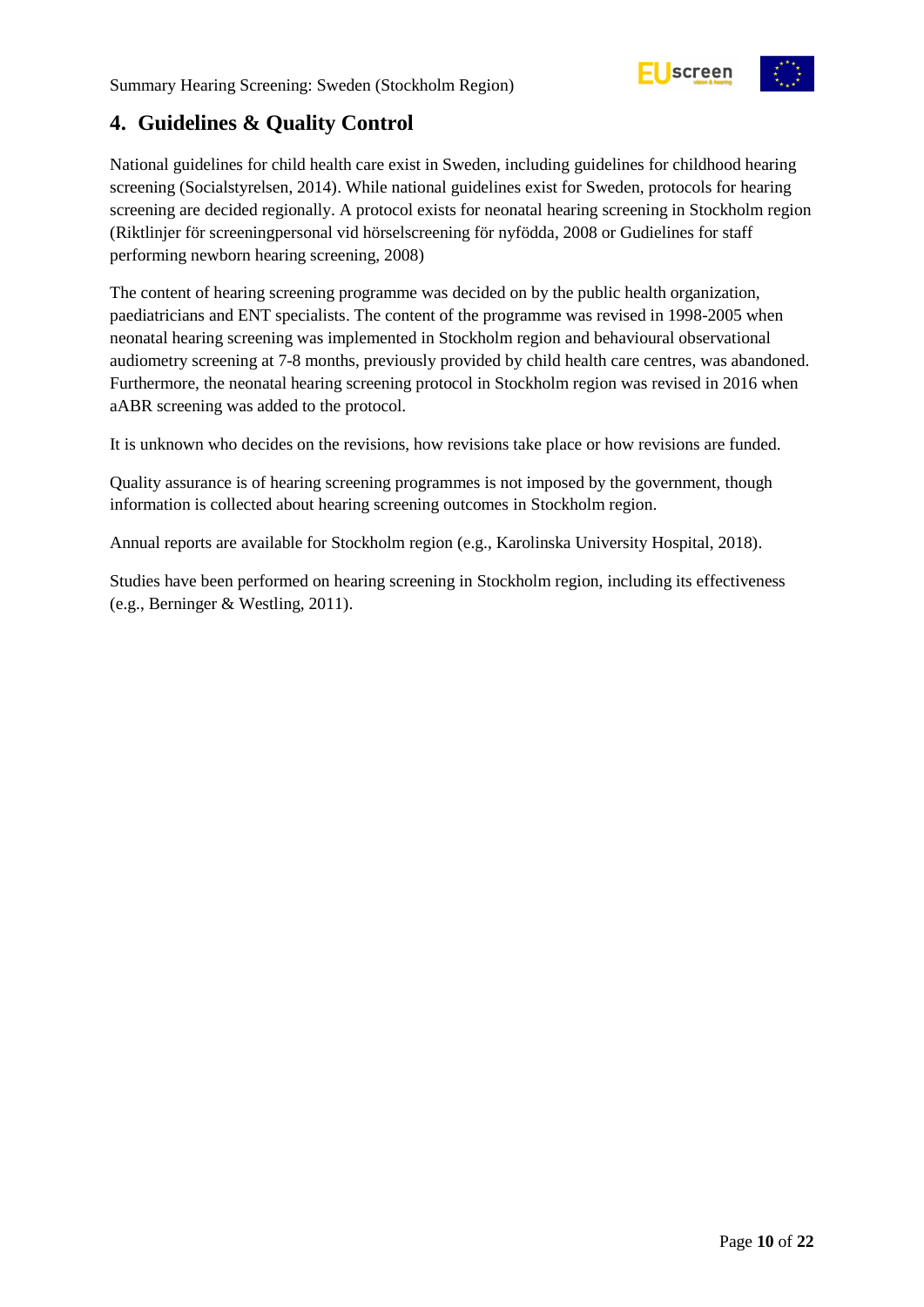## 4. Guidelines & Quality Control

National guidelines for child health care exist in Sweden, including guidelines for childhood hearing screening (Socialstyrelsen, 2014). While national guidelines exist for Sweden, protocols for hearing screening are decided regionally. A protocol exists for neonatal hearing screening in Stockholm region (Riktlinjer för screeningpersonal vid hörselscreening för nyfödda, 2008 or Gudielines for staff performing newborn hearing screening, 2008)

The content of hearing screening programme was decided on by the public health organization, paediatricians and ENT specialists. The content of the programme was revised in 1998-2005 when neonatal hearing screening was implemented in Stockholm region and behavioural observational audiometry screening at 7-8 months, previously provided by child health care centres, was abandoned. Furthermore, the neonatal hearing screening protocol in Stockholm region was revised in 2016 when aABR screening was added to the protocol.

It is unknown who decides on the revisions, how revisions take place or how revisions are funded.

Quality assurance is of hearing screening programmes is not imposed by the government, though information is collected about hearing screening outcomes in Stockholm region.

Annual reports are available for Stockholm region (e.g., Karolinska University Hospital, 2018).

Studies have been performed on hearing screening in Stockholm region, including its effectiveness (e.g., Berninger & Westling, 2011).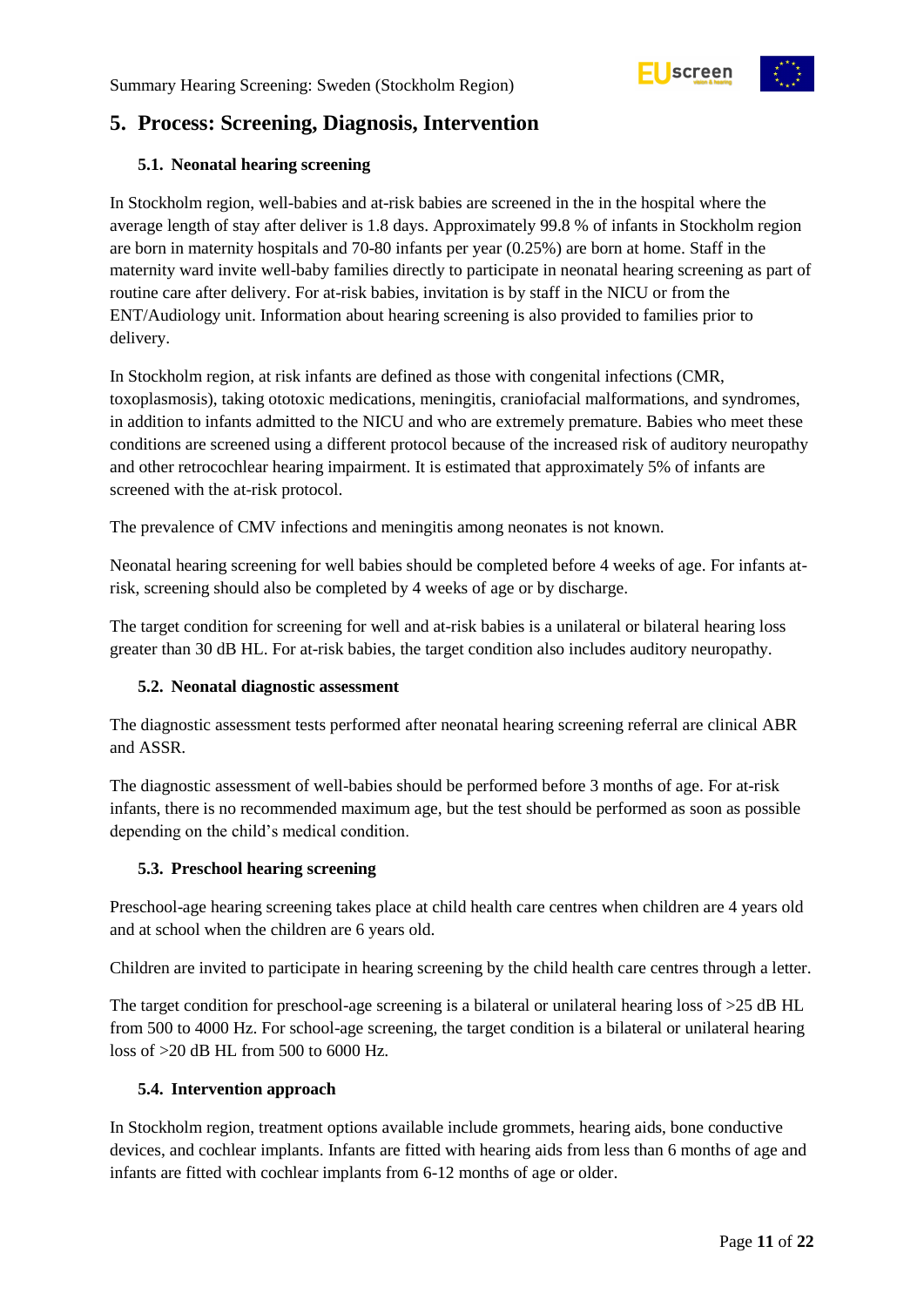## 5. Process: Screening, Diagnosis, Intervention

### 5.1. Neonatal hearing screening

In Stockholm region, well-babies and at-risk babies are screened in the in the hospital where the average length of stay after deliver is 1.8 days. Approximately 99.8 % of infants in Stockholm region are born in maternity hospitals and 70-80 infants per year (0.25%) are born at home. Staff in the maternity ward invite well-baby families directly to participate in neonatal hearing screening as part of routine care after delivery. For at-risk babies, invitation is by staff in the NICU or from the ENT/Audiology unit. Information about hearing screening is also provided to families prior to delivery.

In Stockholm region, at risk infants are defined as those with congenital infections (CMR, toxoplasmosis), taking ototoxic medications, meningitis, craniofacial malformations, and syndromes, in addition to infants admitted to the NICU and who are extremely premature. Babies who meet these conditions are screened using a different protocol because of the increased risk of auditory neuropathy and other retrocochlear hearing impairment. It is estimated that approximately 5% of infants are screened with the at-risk protocol.

The prevalence of CMV infections and meningitis among neonates is not known.

Neonatal hearing screening for well babies should be completed before 4 weeks of age. For infants at-risk, screening should also be completed by 4 weeks of age or by discharge.

The target condition for screening for well and at-risk babies is a unilateral or bilateral hearing loss greater than 30 dB HL. For at-risk babies, the target condition also includes auditory neuropathy.

### 5.2. Neonatal diagnostic assessment

The diagnostic assessment tests performed after neonatal hearing screening referral are clinical ABR and ASSR.

The diagnostic assessment of well-babies should be performed before 3 months of age. For at-risk infants, there is no recommended maximum age, but the test should be performed as soon as possible depending on the child's medical condition.

### 5.3. Preschool hearing screening

Preschool-age hearing screening takes place at child health care centres when children are 4 years old and at school when the children are 6 years old.

Children are invited to participate in hearing screening by the child health care centres through a letter.

The target condition for preschool-age screening is a bilateral or unilateral hearing loss of >25 dB HL from 500 to 4000 Hz. For school-age screening, the target condition is a bilateral or unilateral hearing loss of >20 dB HL from 500 to 6000 Hz.

### 5.4. Intervention approach

In Stockholm region, treatment options available include grommets, hearing aids, bone conductive devices, and cochlear implants. Infants are fitted with hearing aids from less than 6 months of age and infants are fitted with cochlear implants from 6-12 months of age or older.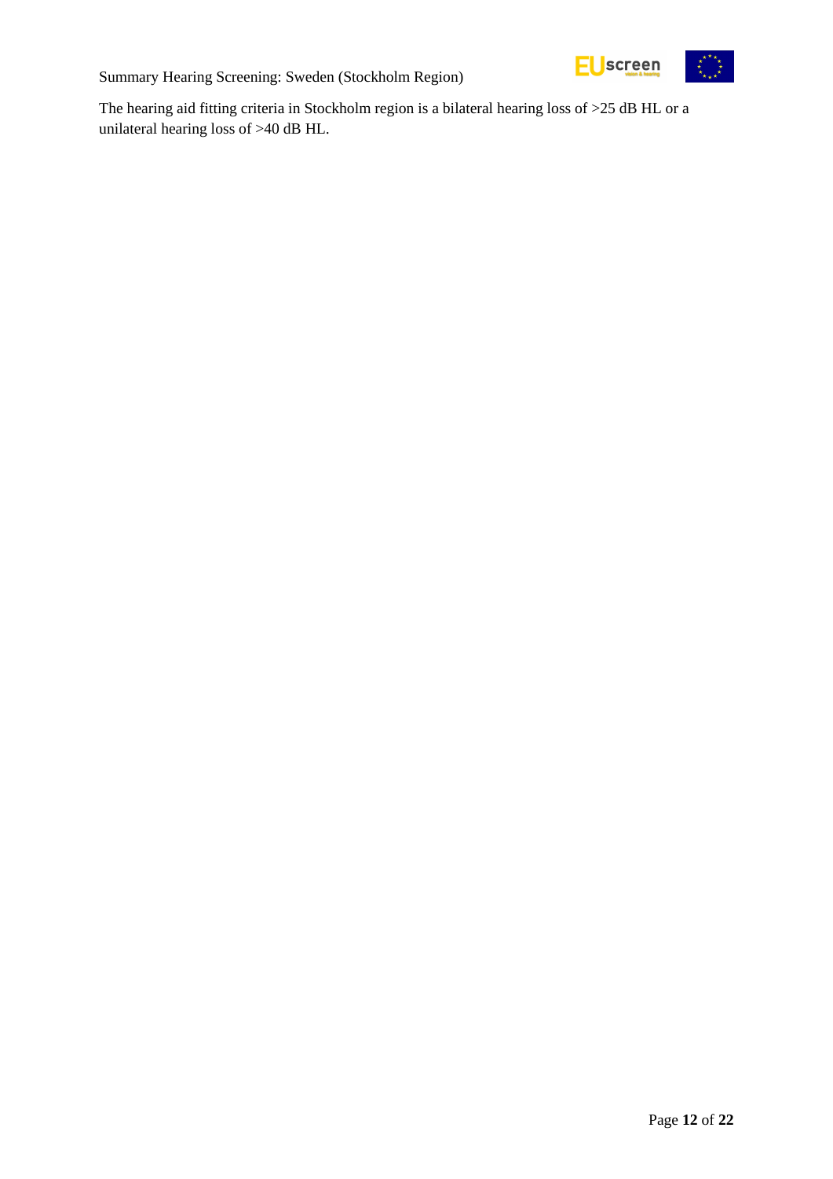The hearing aid fitting criteria in Stockholm region is a bilateral hearing loss of >25 dB HL or a unilateral hearing loss of >40 dB HL.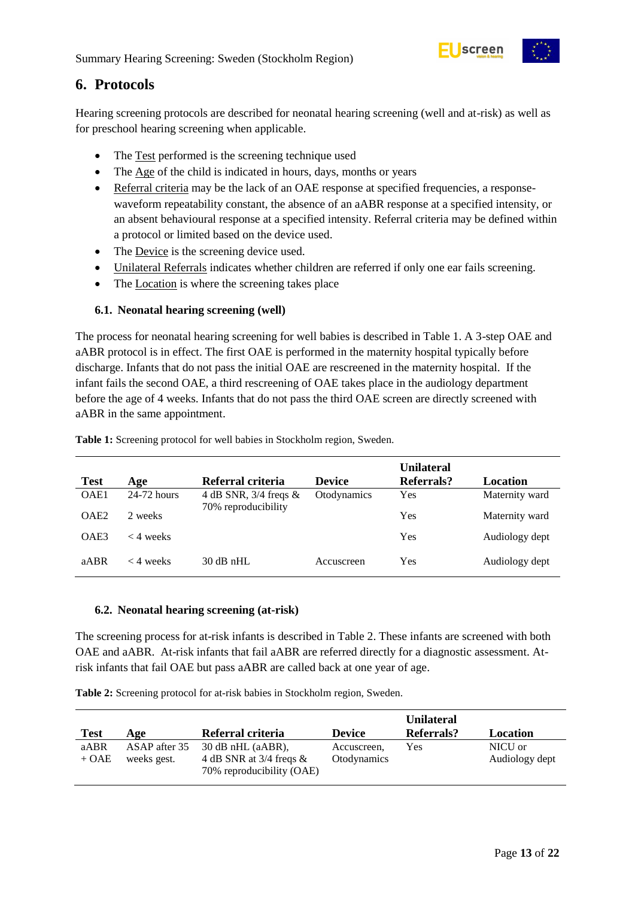## 6. Protocols

Hearing screening protocols are described for neonatal hearing screening (well and at-risk) as well as for preschool hearing screening when applicable.

- The Test performed is the screening technique used
- The Age of the child is indicated in hours, days, months or years
- Referral criteria may be the lack of an OAE response at specified frequencies, a response-waveform repeatability constant, the absence of an aABR response at a specified intensity, or an absent behavioural response at a specified intensity. Referral criteria may be defined within a protocol or limited based on the device used.
- The Device is the screening device used.
- Unilateral Referrals indicates whether children are referred if only one ear fails screening.
- The Location is where the screening takes place

### 6.1. Neonatal hearing screening (well)

The process for neonatal hearing screening for well babies is described in Table 1. A 3-step OAE and aABR protocol is in effect. The first OAE is performed in the maternity hospital typically before discharge. Infants that do not pass the initial OAE are rescreened in the maternity hospital. If the infant fails the second OAE, a third rescreening of OAE takes place in the audiology department before the age of 4 weeks. Infants that do not pass the third OAE screen are directly screened with aABR in the same appointment.

**Table 1:** Screening protocol for well babies in Stockholm region, Sweden.

| Test | Age | Referral criteria | Device | Unilateral Referrals? | Location |
|---|---|---|---|---|---|
| OAE1 | 24-72 hours | 4 dB SNR, 3/4 freqs & 70% reproducibility | Otodynamics | Yes | Maternity ward |
| OAE2 | 2 weeks | | | Yes | Maternity ward |
| OAE3 | < 4 weeks | | | Yes | Audiology dept |
| aABR | < 4 weeks | 30 dB nHL | Accuscreen | Yes | Audiology dept |

### 6.2. Neonatal hearing screening (at-risk)

The screening process for at-risk infants is described in Table 2. These infants are screened with both OAE and aABR. At-risk infants that fail aABR are referred directly for a diagnostic assessment. At-risk infants that fail OAE but pass aABR are called back at one year of age.

**Table 2:** Screening protocol for at-risk babies in Stockholm region, Sweden.

| Test | Age | Referral criteria | Device | Unilateral Referrals? | Location |
|---|---|---|---|---|---|
| aABR + OAE | ASAP after 35 weeks gest. | 30 dB nHL (aABR), 4 dB SNR at 3/4 freqs & 70% reproducibility (OAE) | Accuscreen, Otodynamics | Yes | NICU or Audiology dept |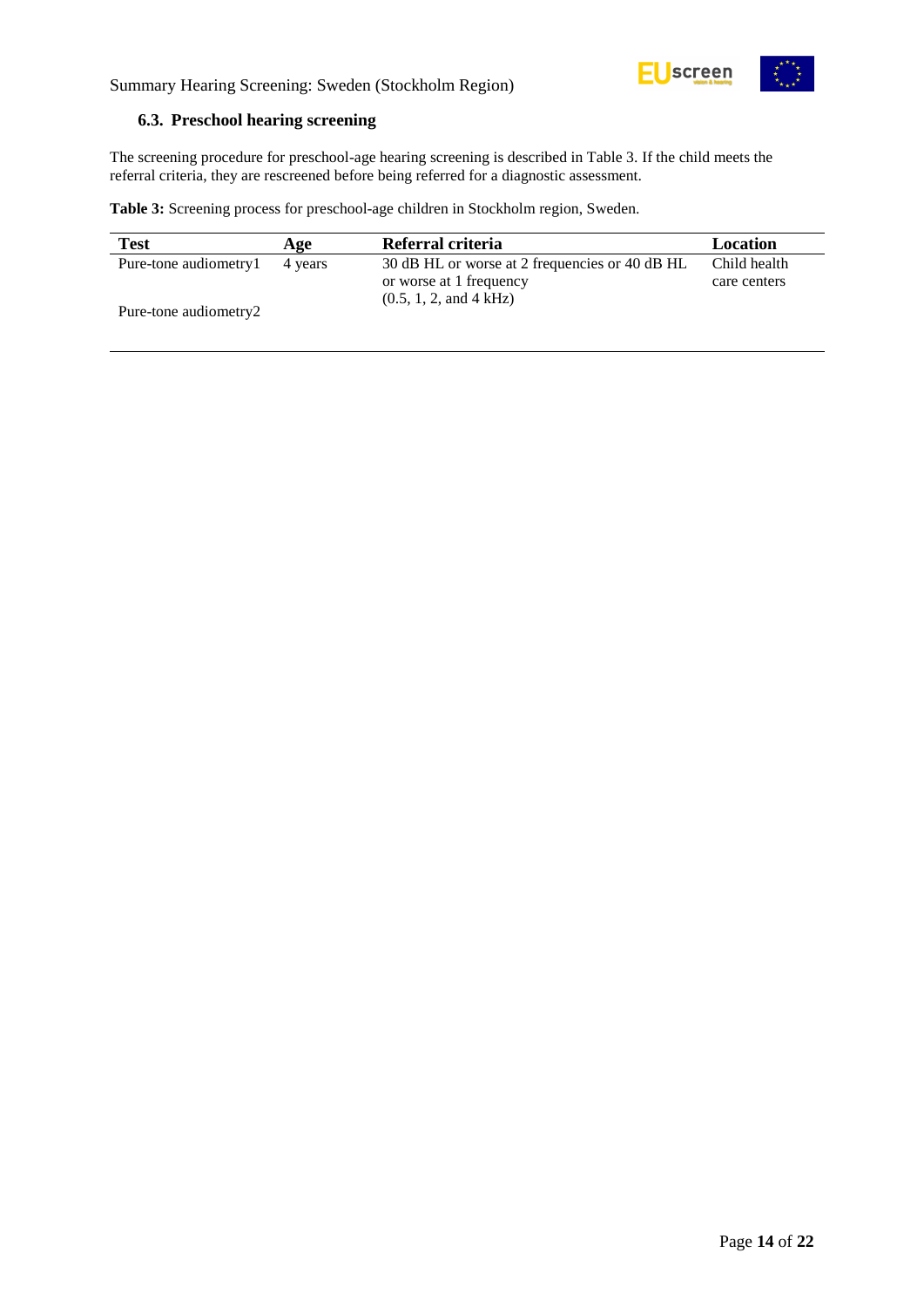### 6.3. Preschool hearing screening

The screening procedure for preschool-age hearing screening is described in Table 3. If the child meets the referral criteria, they are rescreened before being referred for a diagnostic assessment.

**Table 3:** Screening process for preschool-age children in Stockholm region, Sweden.

| Test | Age | Referral criteria | Location |
|---|---|---|---|
| Pure-tone audiometry1 | 4 years | 30 dB HL or worse at 2 frequencies or 40 dB HL or worse at 1 frequency (0.5, 1, 2, and 4 kHz) | Child health care centers |
| Pure-tone audiometry2 | | | |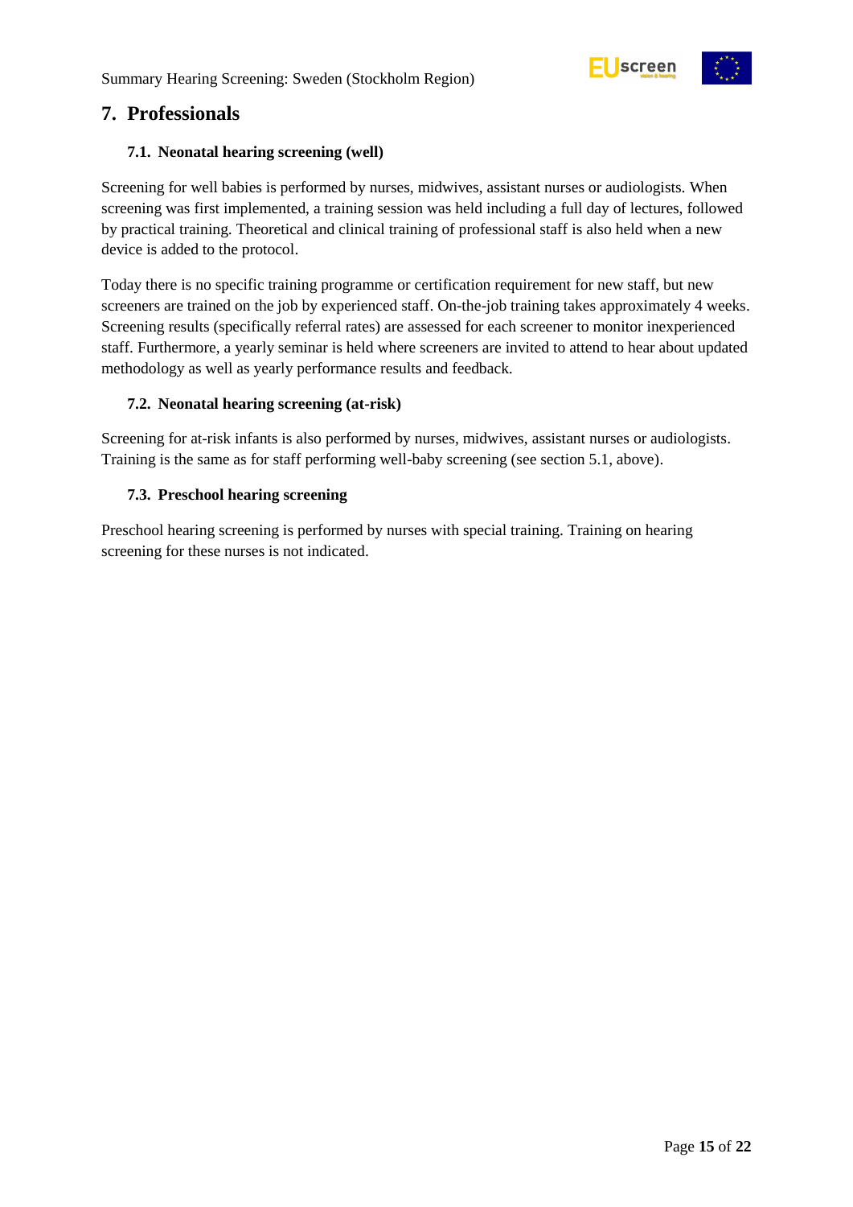## 7. Professionals

### 7.1. Neonatal hearing screening (well)

Screening for well babies is performed by nurses, midwives, assistant nurses or audiologists. When screening was first implemented, a training session was held including a full day of lectures, followed by practical training. Theoretical and clinical training of professional staff is also held when a new device is added to the protocol.

Today there is no specific training programme or certification requirement for new staff, but new screeners are trained on the job by experienced staff. On-the-job training takes approximately 4 weeks. Screening results (specifically referral rates) are assessed for each screener to monitor inexperienced staff. Furthermore, a yearly seminar is held where screeners are invited to attend to hear about updated methodology as well as yearly performance results and feedback.

### 7.2. Neonatal hearing screening (at-risk)

Screening for at-risk infants is also performed by nurses, midwives, assistant nurses or audiologists. Training is the same as for staff performing well-baby screening (see section 5.1, above).

### 7.3. Preschool hearing screening

Preschool hearing screening is performed by nurses with special training. Training on hearing screening for these nurses is not indicated.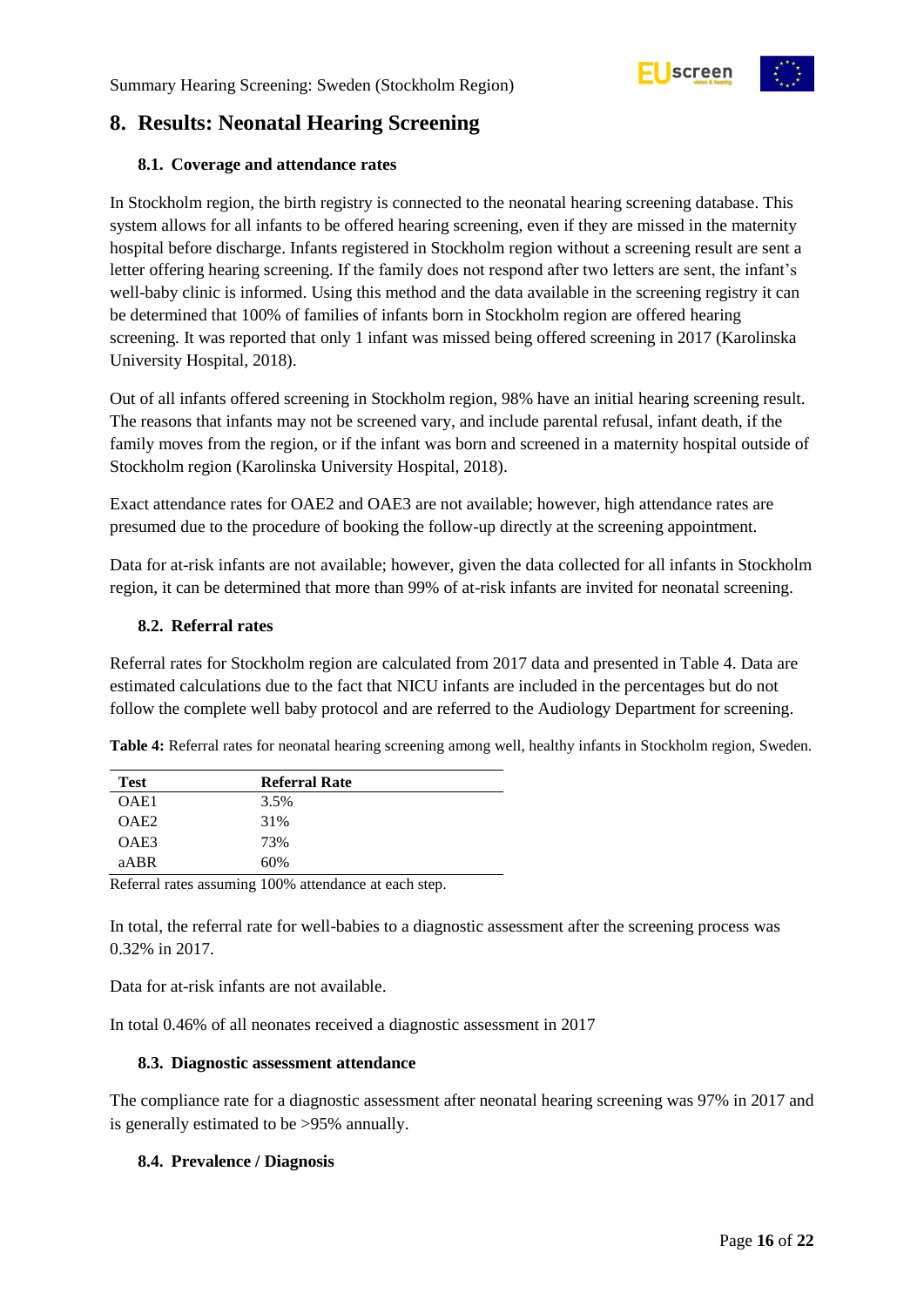## 8. Results: Neonatal Hearing Screening

### 8.1. Coverage and attendance rates

In Stockholm region, the birth registry is connected to the neonatal hearing screening database. This system allows for all infants to be offered hearing screening, even if they are missed in the maternity hospital before discharge. Infants registered in Stockholm region without a screening result are sent a letter offering hearing screening. If the family does not respond after two letters are sent, the infant's well-baby clinic is informed. Using this method and the data available in the screening registry it can be determined that 100% of families of infants born in Stockholm region are offered hearing screening. It was reported that only 1 infant was missed being offered screening in 2017 (Karolinska University Hospital, 2018).

Out of all infants offered screening in Stockholm region, 98% have an initial hearing screening result. The reasons that infants may not be screened vary, and include parental refusal, infant death, if the family moves from the region, or if the infant was born and screened in a maternity hospital outside of Stockholm region (Karolinska University Hospital, 2018).

Exact attendance rates for OAE2 and OAE3 are not available; however, high attendance rates are presumed due to the procedure of booking the follow-up directly at the screening appointment.

Data for at-risk infants are not available; however, given the data collected for all infants in Stockholm region, it can be determined that more than 99% of at-risk infants are invited for neonatal screening.

### 8.2. Referral rates

Referral rates for Stockholm region are calculated from 2017 data and presented in Table 4. Data are estimated calculations due to the fact that NICU infants are included in the percentages but do not follow the complete well baby protocol and are referred to the Audiology Department for screening.

**Table 4:** Referral rates for neonatal hearing screening among well, healthy infants in Stockholm region, Sweden.

| Test | Referral Rate |
|---|---|
| OAE1 | 3.5% |
| OAE2 | 31% |
| OAE3 | 73% |
| aABR | 60% |

Referral rates assuming 100% attendance at each step.

In total, the referral rate for well-babies to a diagnostic assessment after the screening process was 0.32% in 2017.

Data for at-risk infants are not available.

In total 0.46% of all neonates received a diagnostic assessment in 2017

### 8.3. Diagnostic assessment attendance

The compliance rate for a diagnostic assessment after neonatal hearing screening was 97% in 2017 and is generally estimated to be >95% annually.

### 8.4. Prevalence / Diagnosis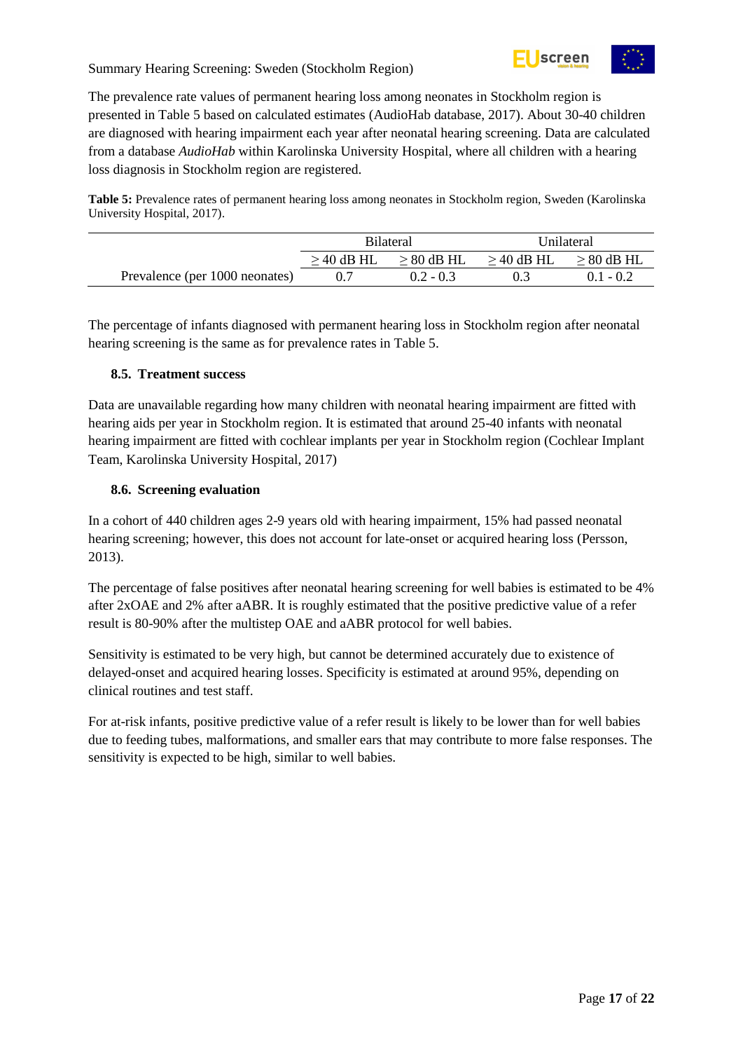The prevalence rate values of permanent hearing loss among neonates in Stockholm region is presented in Table 5 based on calculated estimates (AudioHab database, 2017). About 30-40 children are diagnosed with hearing impairment each year after neonatal hearing screening. Data are calculated from a database *AudioHab* within Karolinska University Hospital, where all children with a hearing loss diagnosis in Stockholm region are registered.

**Table 5:** Prevalence rates of permanent hearing loss among neonates in Stockholm region, Sweden (Karolinska University Hospital, 2017).

| | Bilateral | | Unilateral | |
|---|---|---|---|---|
| | ≥ 40 dB HL | ≥ 80 dB HL | ≥ 40 dB HL | ≥ 80 dB HL |
| Prevalence (per 1000 neonates) | 0.7 | 0.2 - 0.3 | 0.3 | 0.1 - 0.2 |

The percentage of infants diagnosed with permanent hearing loss in Stockholm region after neonatal hearing screening is the same as for prevalence rates in Table 5.

### 8.5. Treatment success

Data are unavailable regarding how many children with neonatal hearing impairment are fitted with hearing aids per year in Stockholm region. It is estimated that around 25-40 infants with neonatal hearing impairment are fitted with cochlear implants per year in Stockholm region (Cochlear Implant Team, Karolinska University Hospital, 2017)

### 8.6. Screening evaluation

In a cohort of 440 children ages 2-9 years old with hearing impairment, 15% had passed neonatal hearing screening; however, this does not account for late-onset or acquired hearing loss (Persson, 2013).

The percentage of false positives after neonatal hearing screening for well babies is estimated to be 4% after 2xOAE and 2% after aABR. It is roughly estimated that the positive predictive value of a refer result is 80-90% after the multistep OAE and aABR protocol for well babies.

Sensitivity is estimated to be very high, but cannot be determined accurately due to existence of delayed-onset and acquired hearing losses. Specificity is estimated at around 95%, depending on clinical routines and test staff.

For at-risk infants, positive predictive value of a refer result is likely to be lower than for well babies due to feeding tubes, malformations, and smaller ears that may contribute to more false responses. The sensitivity is expected to be high, similar to well babies.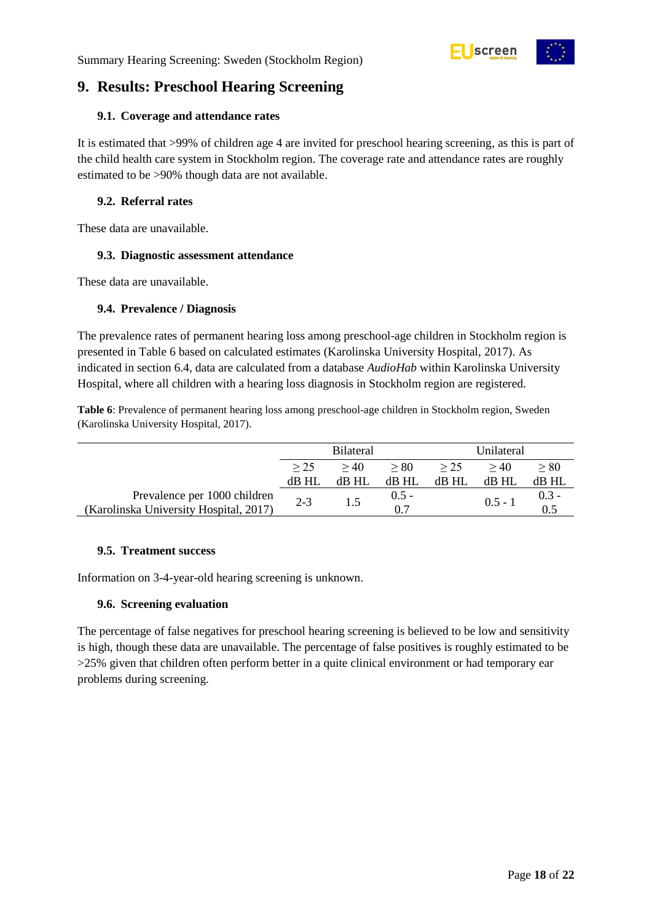# 9. Results: Preschool Hearing Screening

### 9.1. Coverage and attendance rates

It is estimated that >99% of children age 4 are invited for preschool hearing screening, as this is part of the child health care system in Stockholm region. The coverage rate and attendance rates are roughly estimated to be >90% though data are not available.

### 9.2. Referral rates

These data are unavailable.

### 9.3. Diagnostic assessment attendance

These data are unavailable.

### 9.4. Prevalence / Diagnosis

The prevalence rates of permanent hearing loss among preschool-age children in Stockholm region is presented in Table 6 based on calculated estimates (Karolinska University Hospital, 2017). As indicated in section 6.4, data are calculated from a database *AudioHab* within Karolinska University Hospital, where all children with a hearing loss diagnosis in Stockholm region are registered.

**Table 6**: Prevalence of permanent hearing loss among preschool-age children in Stockholm region, Sweden (Karolinska University Hospital, 2017).

| | Bilateral | | | Unilateral | | |
|---|---|---|---|---|---|---|
| | ≥ 25 dB HL | ≥ 40 dB HL | ≥ 80 dB HL | ≥ 25 dB HL | ≥ 40 dB HL | ≥ 80 dB HL |
| Prevalence per 1000 children (Karolinska University Hospital, 2017) | 2-3 | 1.5 | 0.5 - 0.7 | | 0.5 - 1 | 0.3 - 0.5 |

### 9.5. Treatment success

Information on 3-4-year-old hearing screening is unknown.

### 9.6. Screening evaluation

The percentage of false negatives for preschool hearing screening is believed to be low and sensitivity is high, though these data are unavailable. The percentage of false positives is roughly estimated to be >25% given that children often perform better in a quite clinical environment or had temporary ear problems during screening.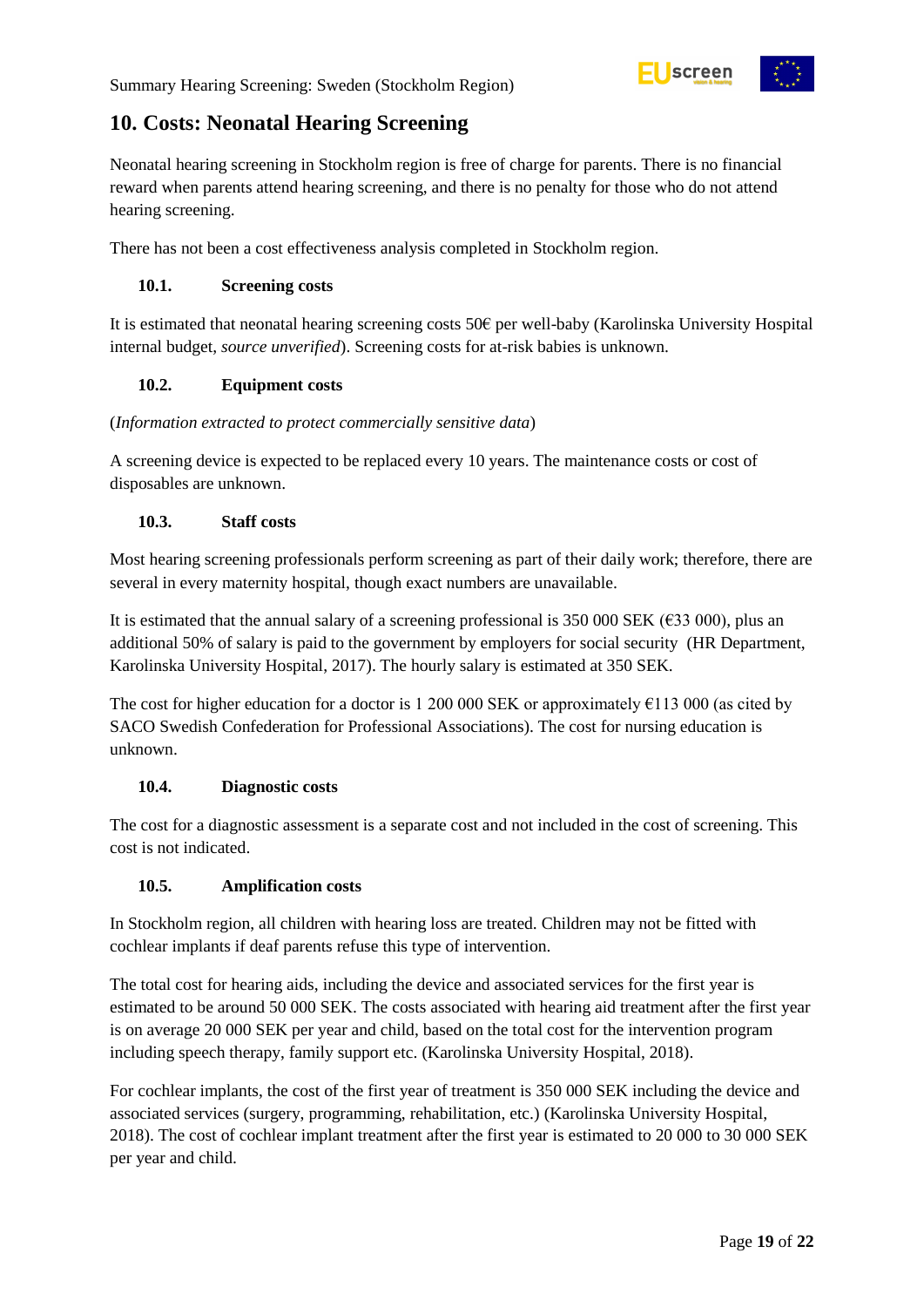## 10. Costs: Neonatal Hearing Screening

Neonatal hearing screening in Stockholm region is free of charge for parents. There is no financial reward when parents attend hearing screening, and there is no penalty for those who do not attend hearing screening.

There has not been a cost effectiveness analysis completed in Stockholm region.

### 10.1. Screening costs

It is estimated that neonatal hearing screening costs 50€ per well-baby (Karolinska University Hospital internal budget, *source unverified*). Screening costs for at-risk babies is unknown.

### 10.2. Equipment costs

(*Information extracted to protect commercially sensitive data*)

A screening device is expected to be replaced every 10 years. The maintenance costs or cost of disposables are unknown.

### 10.3. Staff costs

Most hearing screening professionals perform screening as part of their daily work; therefore, there are several in every maternity hospital, though exact numbers are unavailable.

It is estimated that the annual salary of a screening professional is 350 000 SEK (€33 000), plus an additional 50% of salary is paid to the government by employers for social security (HR Department, Karolinska University Hospital, 2017). The hourly salary is estimated at 350 SEK.

The cost for higher education for a doctor is 1 200 000 SEK or approximately €113 000 (as cited by SACO Swedish Confederation for Professional Associations). The cost for nursing education is unknown.

### 10.4. Diagnostic costs

The cost for a diagnostic assessment is a separate cost and not included in the cost of screening. This cost is not indicated.

### 10.5. Amplification costs

In Stockholm region, all children with hearing loss are treated. Children may not be fitted with cochlear implants if deaf parents refuse this type of intervention.

The total cost for hearing aids, including the device and associated services for the first year is estimated to be around 50 000 SEK. The costs associated with hearing aid treatment after the first year is on average 20 000 SEK per year and child, based on the total cost for the intervention program including speech therapy, family support etc. (Karolinska University Hospital, 2018).

For cochlear implants, the cost of the first year of treatment is 350 000 SEK including the device and associated services (surgery, programming, rehabilitation, etc.) (Karolinska University Hospital, 2018). The cost of cochlear implant treatment after the first year is estimated to 20 000 to 30 000 SEK per year and child.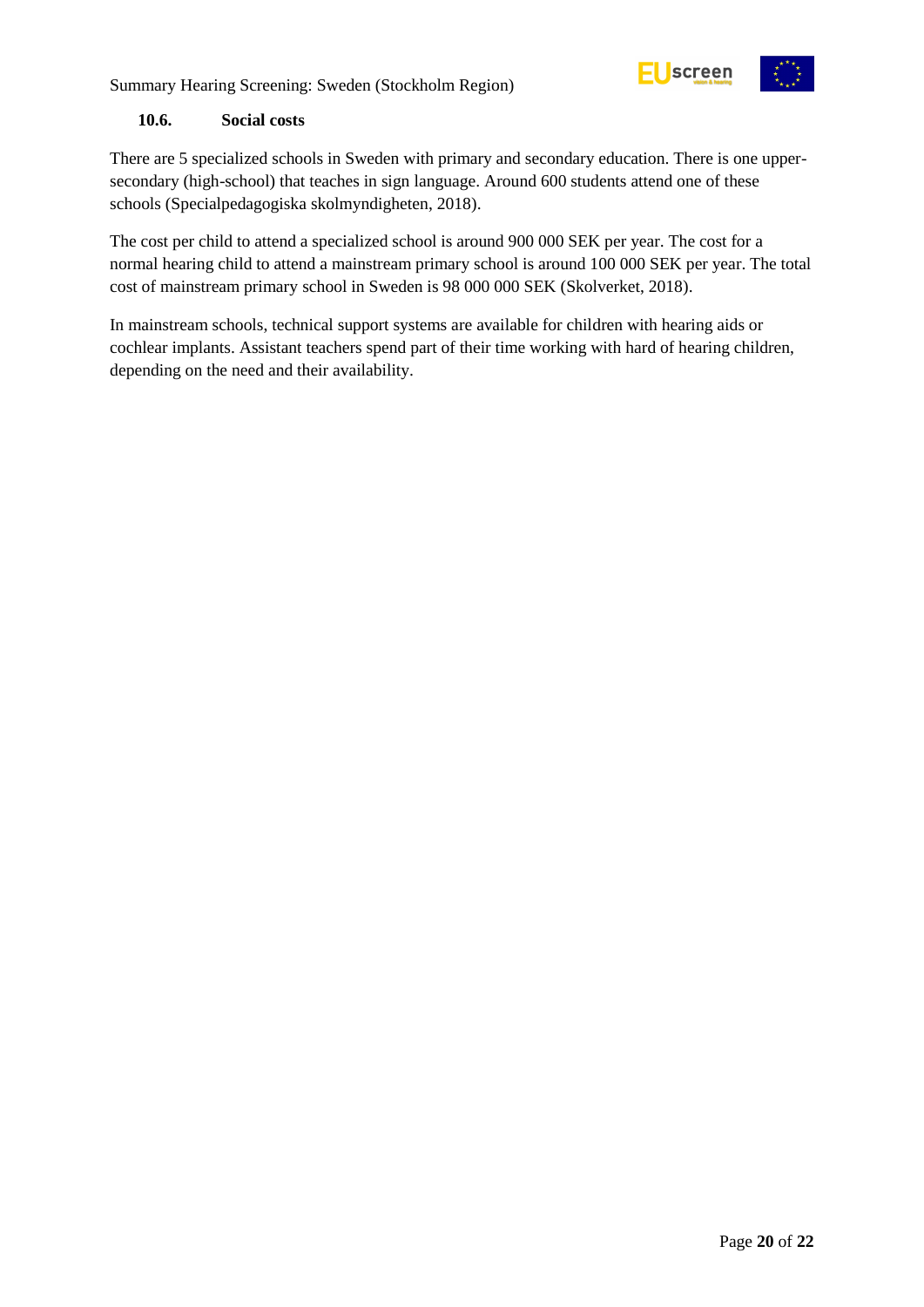### 10.6. Social costs

There are 5 specialized schools in Sweden with primary and secondary education. There is one upper-secondary (high-school) that teaches in sign language. Around 600 students attend one of these schools (Specialpedagogiska skolmyndigheten, 2018).

The cost per child to attend a specialized school is around 900 000 SEK per year. The cost for a normal hearing child to attend a mainstream primary school is around 100 000 SEK per year. The total cost of mainstream primary school in Sweden is 98 000 000 SEK (Skolverket, 2018).

In mainstream schools, technical support systems are available for children with hearing aids or cochlear implants. Assistant teachers spend part of their time working with hard of hearing children, depending on the need and their availability.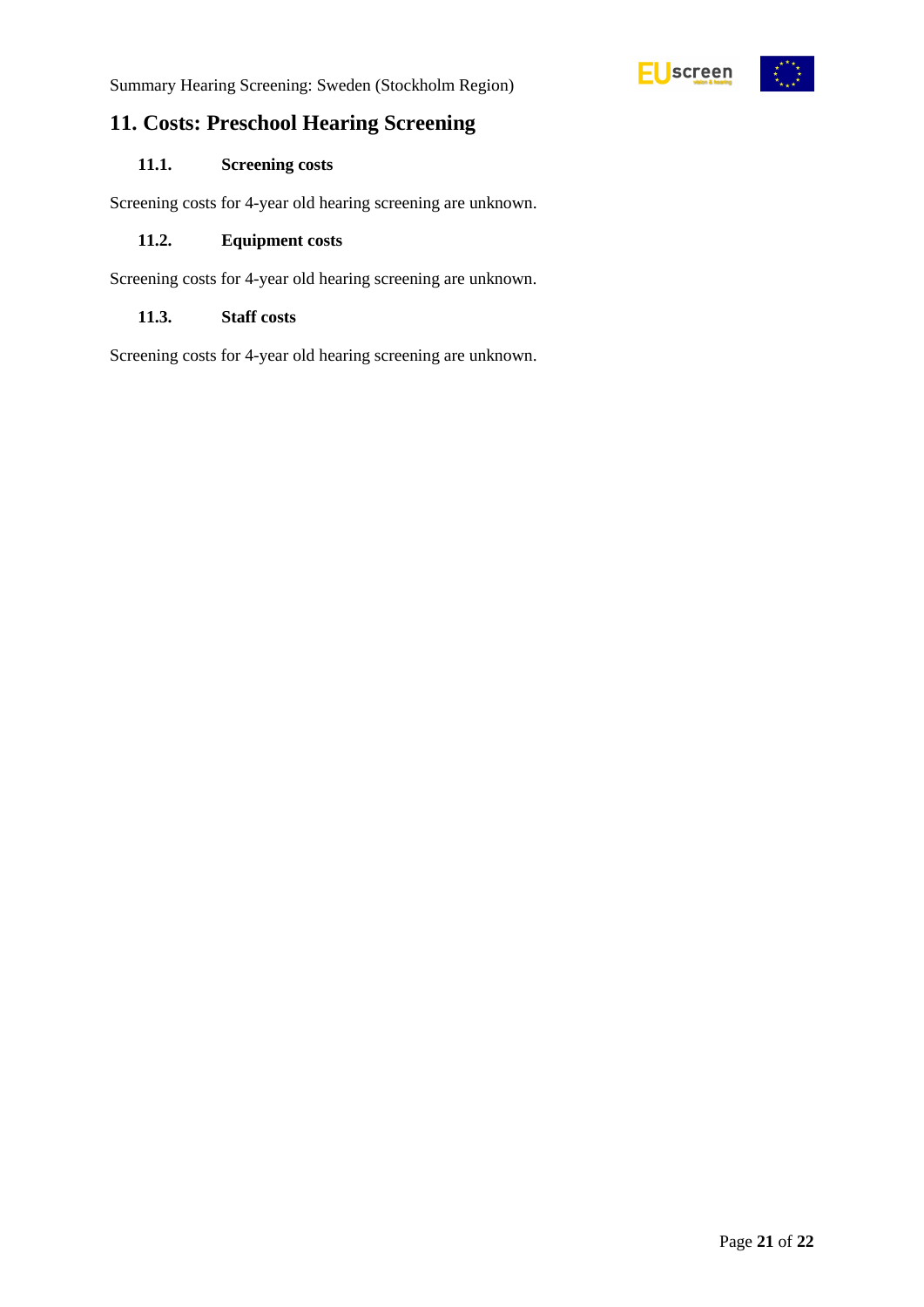# 11. Costs: Preschool Hearing Screening

## 11.1. Screening costs

Screening costs for 4-year old hearing screening are unknown.

## 11.2. Equipment costs

Screening costs for 4-year old hearing screening are unknown.

## 11.3. Staff costs

Screening costs for 4-year old hearing screening are unknown.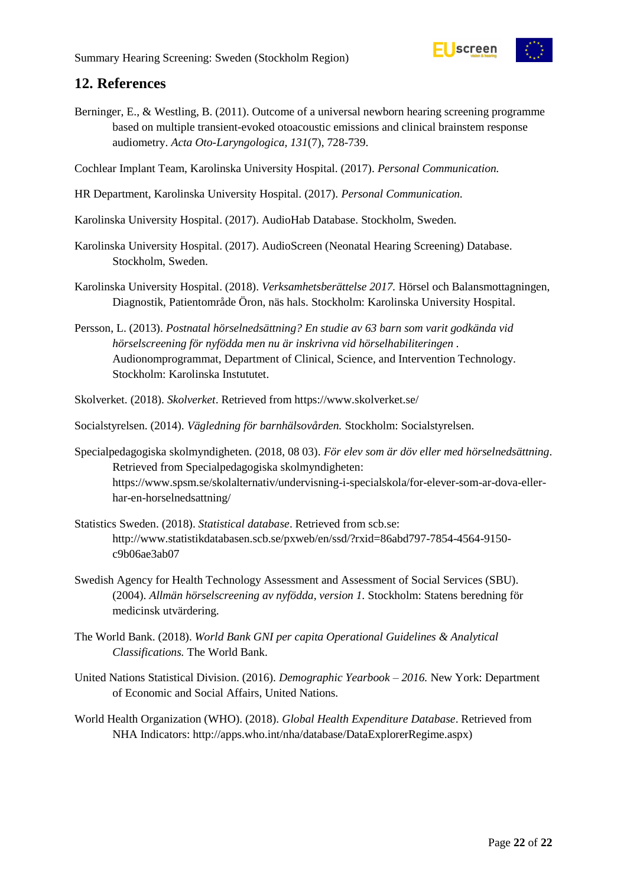## 12. References

Berninger, E., & Westling, B. (2011). Outcome of a universal newborn hearing screening programme based on multiple transient-evoked otoacoustic emissions and clinical brainstem response audiometry. *Acta Oto-Laryngologica, 131*(7), 728-739.

Cochlear Implant Team, Karolinska University Hospital. (2017). *Personal Communication.*

HR Department, Karolinska University Hospital. (2017). *Personal Communication.*

Karolinska University Hospital. (2017). AudioHab Database. Stockholm, Sweden.

Karolinska University Hospital. (2017). AudioScreen (Neonatal Hearing Screening) Database. Stockholm, Sweden.

Karolinska University Hospital. (2018). *Verksamhetsberättelse 2017.* Hörsel och Balansmottagningen, Diagnostik, Patientområde Öron, näs hals. Stockholm: Karolinska University Hospital.

Persson, L. (2013). *Postnatal hörselnedsättning? En studie av 63 barn som varit godkända vid hörselscreening för nyfödda men nu är inskrivna vid hörselhabiliteringen* . Audionomprogrammat, Department of Clinical, Science, and Intervention Technology. Stockholm: Karolinska Instututet.

Skolverket. (2018). *Skolverket*. Retrieved from https://www.skolverket.se/

Socialstyrelsen. (2014). *Vägledning för barnhälsovården.* Stockholm: Socialstyrelsen.

Specialpedagogiska skolmyndigheten. (2018, 08 03). *För elev som är döv eller med hörselnedsättning*. Retrieved from Specialpedagogiska skolmyndigheten: https://www.spsm.se/skolalternativ/undervisning-i-specialskola/for-elever-som-ar-dova-eller-har-en-horselnedsattning/

Statistics Sweden. (2018). *Statistical database*. Retrieved from scb.se: http://www.statistikdatabasen.scb.se/pxweb/en/ssd/?rxid=86abd797-7854-4564-9150-c9b06ae3ab07

Swedish Agency for Health Technology Assessment and Assessment of Social Services (SBU). (2004). *Allmän hörselscreening av nyfödda, version 1*. Stockholm: Statens beredning för medicinsk utvärdering.

The World Bank. (2018). *World Bank GNI per capita Operational Guidelines & Analytical Classifications.* The World Bank.

United Nations Statistical Division. (2016). *Demographic Yearbook – 2016.* New York: Department of Economic and Social Affairs, United Nations.

World Health Organization (WHO). (2018). *Global Health Expenditure Database*. Retrieved from NHA Indicators: http://apps.who.int/nha/database/DataExplorerRegime.aspx)